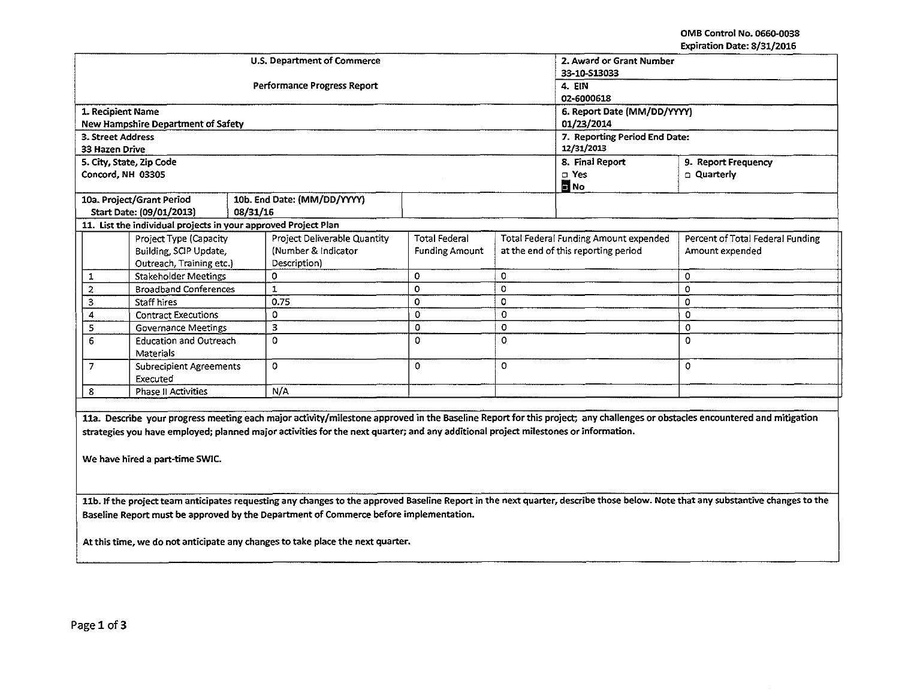OMB Control No. 0660-0038
Expiration Date: 8/31/2016

| U.S. Department of Commerce<br>Performance Progress Report | | 2. Award or Grant Number<br>33-10-S13033 | |
|---|---|---|---|
| | | 4. EIN<br>02-6000618 | |
| 1. Recipient Name<br>New Hampshire Department of Safety | | 6. Report Date (MM/DD/YYYY)<br>01/23/2014 | |
| 3. Street Address<br>33 Hazen Drive | | 7. Reporting Period End Date:<br>12/31/2013 | |
| 5. City, State, Zip Code<br>Concord, NH 03305 | | 8. Final Report<br>☐ Yes<br>■ No | 9. Report Frequency<br>☐ Quarterly |
| 10a. Project/Grant Period<br>Start Date: (09/01/2013) | 10b. End Date: (MM/DD/YYYY)<br>08/31/16 | | |

**11. List the individual projects in your approved Project Plan**

| | Project Type (Capacity Building, SCIP Update, Outreach, Training etc.) | Project Deliverable Quantity (Number & Indicator Description) | Total Federal Funding Amount | Total Federal Funding Amount expended at the end of this reporting period | Percent of Total Federal Funding Amount expended |
|---|---|---|---|---|---|
| 1 | Stakeholder Meetings | 0 | 0 | 0 | 0 |
| 2 | Broadband Conferences | 1 | 0 | 0 | 0 |
| 3 | Staff hires | 0.75 | 0 | 0 | 0 |
| 4 | Contract Executions | 0 | 0 | 0 | 0 |
| 5 | Governance Meetings | 3 | 0 | 0 | 0 |
| 6 | Education and Outreach Materials | 0 | 0 | 0 | 0 |
| 7 | Subrecipient Agreements Executed | 0 | 0 | 0 | 0 |
| 8 | Phase II Activities | N/A | | | |

**11a. Describe your progress meeting each major activity/milestone approved in the Baseline Report for this project; any challenges or obstacles encountered and mitigation strategies you have employed; planned major activities for the next quarter; and any additional project milestones or information.**

We have hired a part-time SWIC.

**11b. If the project team anticipates requesting any changes to the approved Baseline Report in the next quarter, describe those below. Note that any substantive changes to the Baseline Report must be approved by the Department of Commerce before implementation.**

At this time, we do not anticipate any changes to take place the next quarter.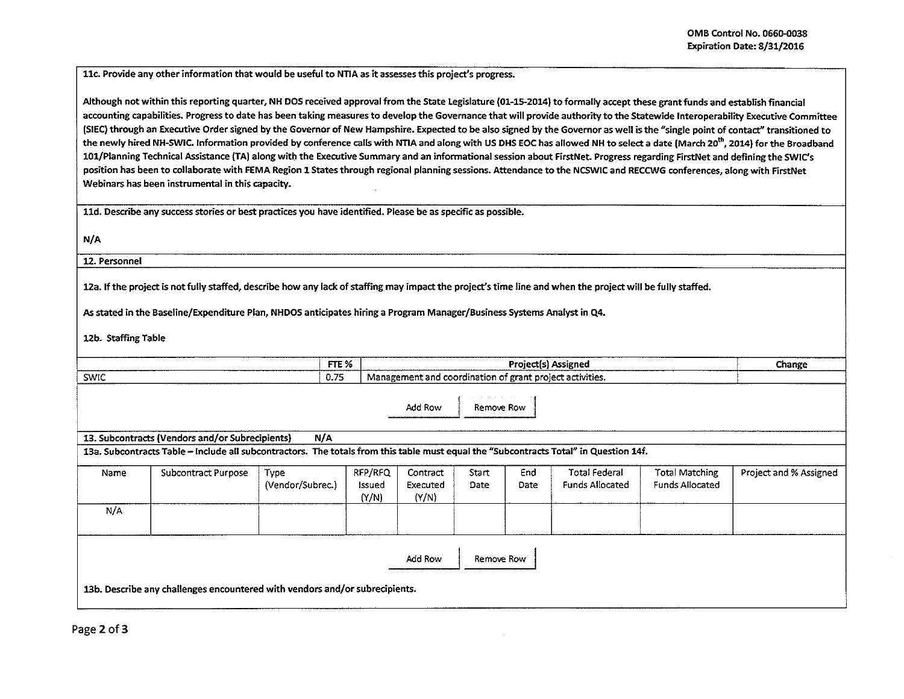**11c. Provide any other information that would be useful to NTIA as it assesses this project's progress.**

Although not within this reporting quarter, NH DOS received approval from the State Legislature (01-15-2014) to formally accept these grant funds and establish financial accounting capabilities. Progress to date has been taking measures to develop the Governance that will provide authority to the Statewide Interoperability Executive Committee (SIEC) through an Executive Order signed by the Governor of New Hampshire. Expected to be also signed by the Governor as well is the "single point of contact" transitioned to the newly hired NH-SWIC. Information provided by conference calls with NTIA and along with US DHS EOC has allowed NH to select a date (March 20th, 2014) for the Broadband 101/Planning Technical Assistance (TA) along with the Executive Summary and an informational session about FirstNet. Progress regarding FirstNet and defining the SWIC's position has been to collaborate with FEMA Region 1 States through regional planning sessions. Attendance to the NCSWIC and RECCWG conferences, along with FirstNet Webinars has been instrumental in this capacity.

**11d. Describe any success stories or best practices you have identified. Please be as specific as possible.**

N/A

**12. Personnel**

**12a. If the project is not fully staffed, describe how any lack of staffing may impact the project's time line and when the project will be fully staffed.**

As stated in the Baseline/Expenditure Plan, NHDOS anticipates hiring a Program Manager/Business Systems Analyst in Q4.

**12b. Staffing Table**

| | FTE % | Project(s) Assigned | Change |
|---|---|---|---|
| SWIC | 0.75 | Management and coordination of grant project activities. | |

**13. Subcontracts (Vendors and/or Subrecipients)** N/A

**13a. Subcontracts Table – Include all subcontractors. The totals from this table must equal the "Subcontracts Total" in Question 14f.**

| Name | Subcontract Purpose | Type (Vendor/Subrec.) | RFP/RFQ Issued (Y/N) | Contract Executed (Y/N) | Start Date | End Date | Total Federal Funds Allocated | Total Matching Funds Allocated | Project and % Assigned |
|---|---|---|---|---|---|---|---|---|---|
| N/A | | | | | | | | | |

**13b. Describe any challenges encountered with vendors and/or subrecipients.**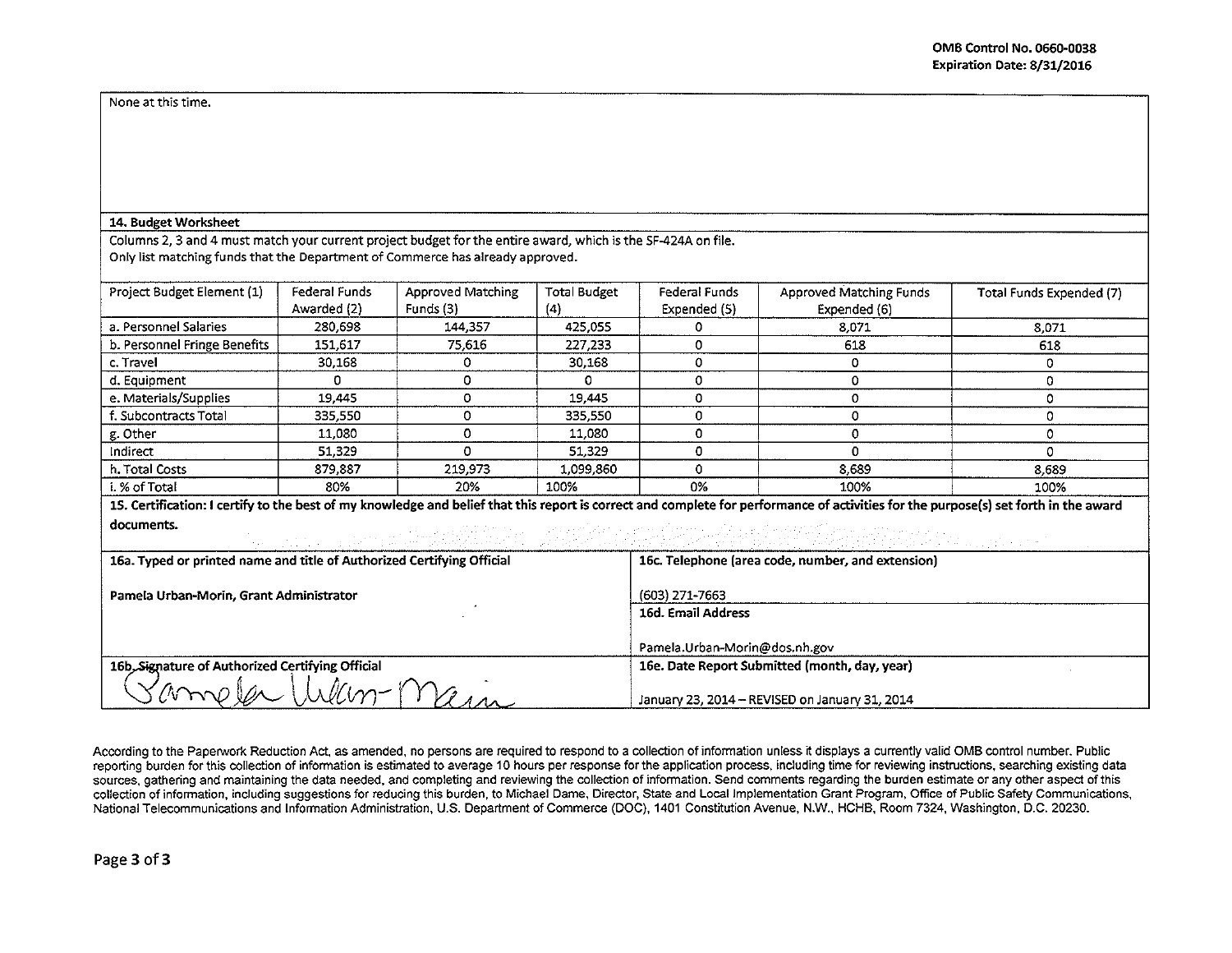OMB Control No. 0660-0038
Expiration Date: 8/31/2016

None at this time.

**14. Budget Worksheet**

Columns 2, 3 and 4 must match your current project budget for the entire award, which is the SF-424A on file.
Only list matching funds that the Department of Commerce has already approved.

| Project Budget Element (1) | Federal Funds Awarded (2) | Approved Matching Funds (3) | Total Budget (4) | Federal Funds Expended (5) | Approved Matching Funds Expended (6) | Total Funds Expended (7) |
|---|---|---|---|---|---|---|
| a. Personnel Salaries | 280,698 | 144,357 | 425,055 | 0 | 8,071 | 8,071 |
| b. Personnel Fringe Benefits | 151,617 | 75,616 | 227,233 | 0 | 618 | 618 |
| c. Travel | 30,168 | 0 | 30,168 | 0 | 0 | 0 |
| d. Equipment | 0 | 0 | 0 | 0 | 0 | 0 |
| e. Materials/Supplies | 19,445 | 0 | 19,445 | 0 | 0 | 0 |
| f. Subcontracts Total | 335,550 | 0 | 335,550 | 0 | 0 | 0 |
| g. Other | 11,080 | 0 | 11,080 | 0 | 0 | 0 |
| Indirect | 51,329 | 0 | 51,329 | 0 | 0 | 0 |
| h. Total Costs | 879,887 | 219,973 | 1,099,860 | 0 | 8,689 | 8,689 |
| i. % of Total | 80% | 20% | 100% | 0% | 100% | 100% |

**15. Certification: I certify to the best of my knowledge and belief that this report is correct and complete for performance of activities for the purpose(s) set forth in the award documents.**

**16a. Typed or printed name and title of Authorized Certifying Official**

**Pamela Urban-Morin, Grant Administrator**

**16b. Signature of Authorized Certifying Official**

Pamela Urban-Morin

**16c. Telephone (area code, number, and extension)**

(603) 271-7663

**16d. Email Address**

Pamela.Urban-Morin@dos.nh.gov

**16e. Date Report Submitted (month, day, year)**

January 23, 2014 – REVISED on January 31, 2014

According to the Paperwork Reduction Act, as amended, no persons are required to respond to a collection of information unless it displays a currently valid OMB control number. Public reporting burden for this collection of information is estimated to average 10 hours per response for the application process, including time for reviewing instructions, searching existing data sources, gathering and maintaining the data needed, and completing and reviewing the collection of information. Send comments regarding the burden estimate or any other aspect of this collection of information, including suggestions for reducing this burden, to Michael Dame, Director, State and Local Implementation Grant Program, Office of Public Safety Communications, National Telecommunications and Information Administration, U.S. Department of Commerce (DOC), 1401 Constitution Avenue, N.W., HCHB, Room 7324, Washington, D.C. 20230.